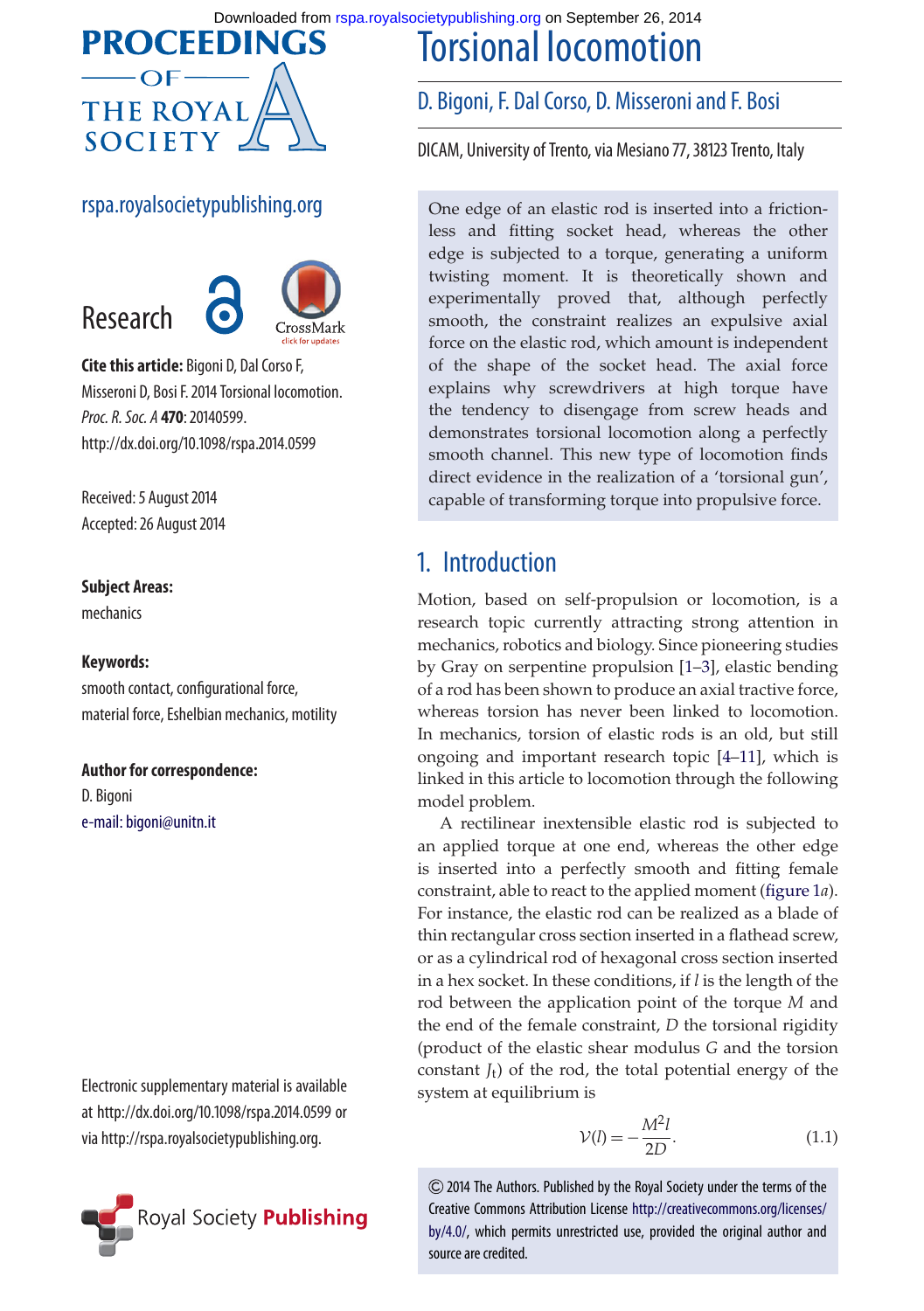# Torsional locomotion

D. Bigoni, F. Dal Corso, D. Misseroni and F. Bosi

DICAM, University of Trento, via Mesiano 77, 38123 Trento, Italy

rspa.royalsocietypublishing.org

Research

**Cite this article:** Bigoni D, Dal Corso F, Misseroni D, Bosi F. 2014 Torsional locomotion. *Proc. R. Soc. A* **470**: 20140599. http://dx.doi.org/10.1098/rspa.2014.0599

Received: 5 August 2014
Accepted: 26 August 2014

**Subject Areas:**
mechanics

**Keywords:**
smooth contact, configurational force, material force, Eshelbian mechanics, motility

**Author for correspondence:**
D. Bigoni
e-mail: bigoni@unitn.it

Electronic supplementary material is available at http://dx.doi.org/10.1098/rspa.2014.0599 or via http://rspa.royalsocietypublishing.org.

One edge of an elastic rod is inserted into a frictionless and fitting socket head, whereas the other edge is subjected to a torque, generating a uniform twisting moment. It is theoretically shown and experimentally proved that, although perfectly smooth, the constraint realizes an expulsive axial force on the elastic rod, which amount is independent of the shape of the socket head. The axial force explains why screwdrivers at high torque have the tendency to disengage from screw heads and demonstrates torsional locomotion along a perfectly smooth channel. This new type of locomotion finds direct evidence in the realization of a 'torsional gun', capable of transforming torque into propulsive force.

## 1. Introduction

Motion, based on self-propulsion or locomotion, is a research topic currently attracting strong attention in mechanics, robotics and biology. Since pioneering studies by Gray on serpentine propulsion [1–3], elastic bending of a rod has been shown to produce an axial tractive force, whereas torsion has never been linked to locomotion. In mechanics, torsion of elastic rods is an old, but still ongoing and important research topic [4–11], which is linked in this article to locomotion through the following model problem.

A rectilinear inextensible elastic rod is subjected to an applied torque at one end, whereas the other edge is inserted into a perfectly smooth and fitting female constraint, able to react to the applied moment (figure 1*a*). For instance, the elastic rod can be realized as a blade of thin rectangular cross section inserted in a flathead screw, or as a cylindrical rod of hexagonal cross section inserted in a hex socket. In these conditions, if $l$ is the length of the rod between the application point of the torque $M$ and the end of the female constraint, $D$ the torsional rigidity (product of the elastic shear modulus $G$ and the torsion constant $J_t$) of the rod, the total potential energy of the system at equilibrium is

$$\mathcal{V}(l) = -\frac{M^2 l}{2D}. \tag{1.1}$$

© 2014 The Authors. Published by the Royal Society under the terms of the Creative Commons Attribution License http://creativecommons.org/licenses/by/4.0/, which permits unrestricted use, provided the original author and source are credited.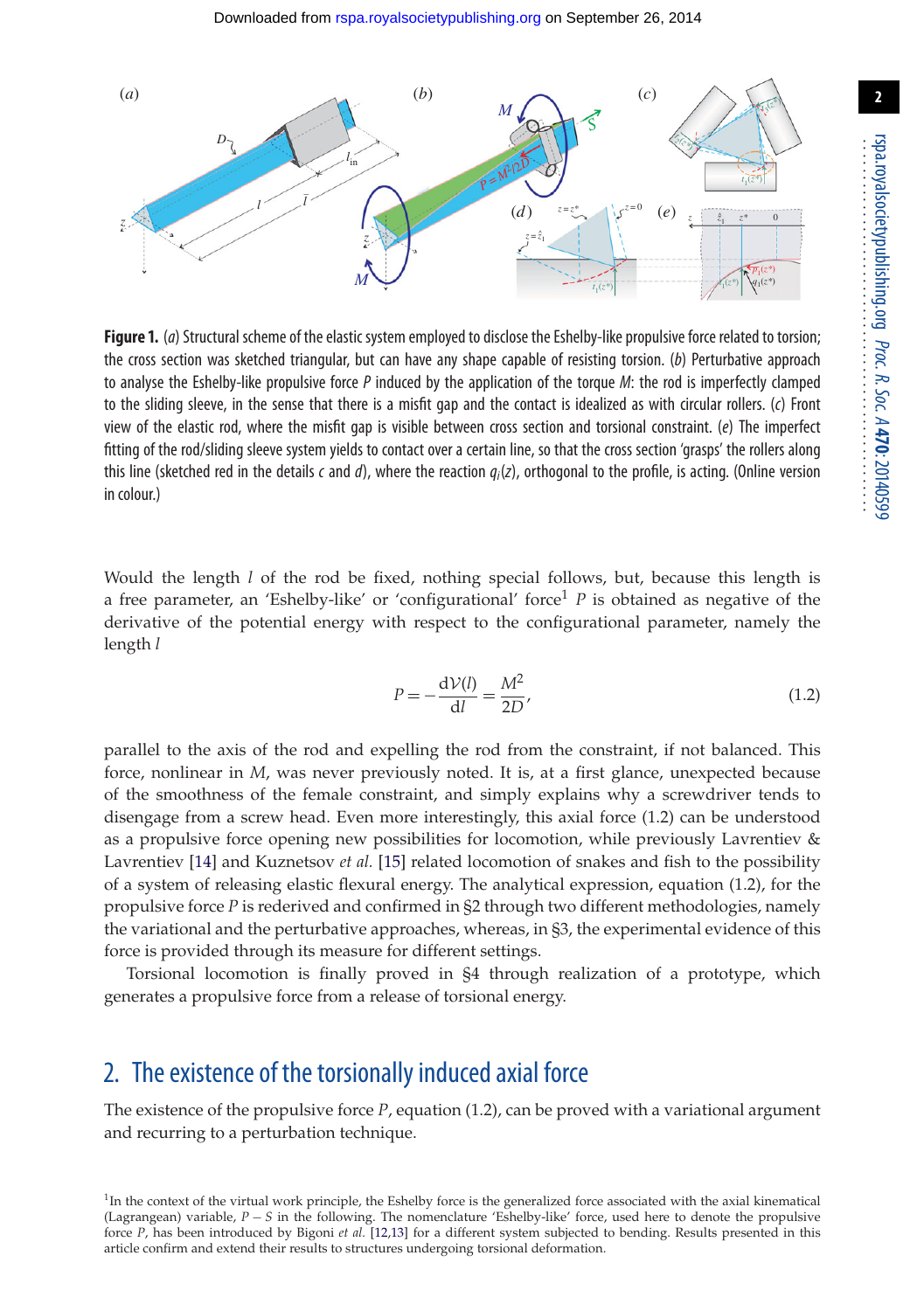**Figure 1.** (*a*) Structural scheme of the elastic system employed to disclose the Eshelby-like propulsive force related to torsion; the cross section was sketched triangular, but can have any shape capable of resisting torsion. (*b*) Perturbative approach to analyse the Eshelby-like propulsive force $P$ induced by the application of the torque $M$: the rod is imperfectly clamped to the sliding sleeve, in the sense that there is a misfit gap and the contact is idealized as with circular rollers. (*c*) Front view of the elastic rod, where the misfit gap is visible between cross section and torsional constraint. (*e*) The imperfect fitting of the rod/sliding sleeve system yields to contact over a certain line, so that the cross section 'grasps' the rollers along this line (sketched red in the details *c* and *d*), where the reaction $q_i(z)$, orthogonal to the profile, is acting. (Online version in colour.)

Would the length $l$ of the rod be fixed, nothing special follows, but, because this length is a free parameter, an 'Eshelby-like' or 'configurational' force[1] $P$ is obtained as negative of the derivative of the potential energy with respect to the configurational parameter, namely the length $l$

$$P = -\frac{\mathrm{d}\mathcal{V}(l)}{\mathrm{d}l} = \frac{M^2}{2D}, \tag{1.2}$$

parallel to the axis of the rod and expelling the rod from the constraint, if not balanced. This force, nonlinear in $M$, was never previously noted. It is, at a first glance, unexpected because of the smoothness of the female constraint, and simply explains why a screwdriver tends to disengage from a screw head. Even more interestingly, this axial force (1.2) can be understood as a propulsive force opening new possibilities for locomotion, while previously Lavrentiev & Lavrentiev [14] and Kuznetsov *et al.* [15] related locomotion of snakes and fish to the possibility of a system of releasing elastic flexural energy. The analytical expression, equation (1.2), for the propulsive force $P$ is rederived and confirmed in §2 through two different methodologies, namely the variational and the perturbative approaches, whereas, in §3, the experimental evidence of this force is provided through its measure for different settings.

Torsional locomotion is finally proved in §4 through realization of a prototype, which generates a propulsive force from a release of torsional energy.

## 2. The existence of the torsionally induced axial force

The existence of the propulsive force $P$, equation (1.2), can be proved with a variational argument and recurring to a perturbation technique.

[1] In the context of the virtual work principle, the Eshelby force is the generalized force associated with the axial kinematical (Lagrangean) variable, $P - S$ in the following. The nomenclature 'Eshelby-like' force, used here to denote the propulsive force $P$, has been introduced by Bigoni *et al.* [12,13] for a different system subjected to bending. Results presented in this article confirm and extend their results to structures undergoing torsional deformation.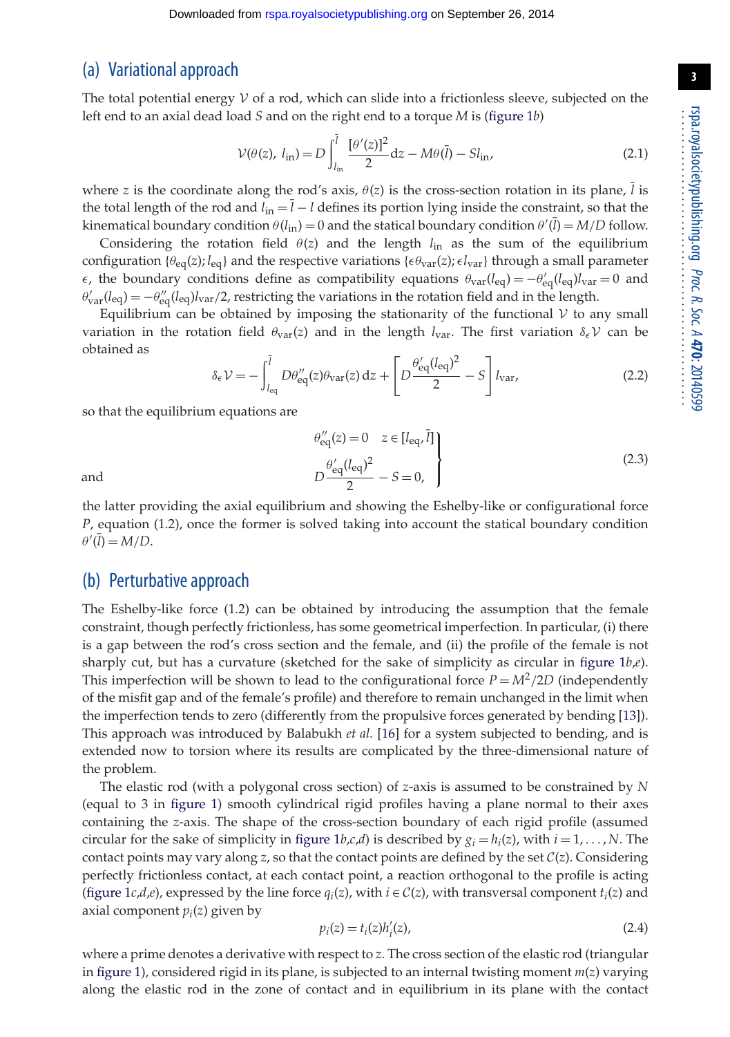## (a) Variational approach

The total potential energy $\mathcal{V}$ of a rod, which can slide into a frictionless sleeve, subjected on the left end to an axial dead load $S$ and on the right end to a torque $M$ is (figure 1*b*)

$$\mathcal{V}(\theta(z),\, l_{\text{in}}) = D\int_{l_{\text{in}}}^{\bar{l}} \frac{[\theta'(z)]^2}{2}\mathrm{d}z - M\theta(\bar{l}) - Sl_{\text{in}}, \tag{2.1}$$

where $z$ is the coordinate along the rod's axis, $\theta(z)$ is the cross-section rotation in its plane, $\bar{l}$ is the total length of the rod and $l_{\text{in}} = \bar{l} - l$ defines its portion lying inside the constraint, so that the kinematical boundary condition $\theta(l_{\text{in}}) = 0$ and the statical boundary condition $\theta'(\bar{l}) = M/D$ follow.

Considering the rotation field $\theta(z)$ and the length $l_{\text{in}}$ as the sum of the equilibrium configuration $\{\theta_{\text{eq}}(z); l_{\text{eq}}\}$ and the respective variations $\{\epsilon\theta_{\text{var}}(z); \epsilon l_{\text{var}}\}$ through a small parameter $\epsilon$, the boundary conditions define as compatibility equations $\theta_{\text{var}}(l_{\text{eq}}) = -\theta'_{\text{eq}}(l_{\text{eq}})l_{\text{var}} = 0$ and $\theta'_{\text{var}}(l_{\text{eq}}) = -\theta''_{\text{eq}}(l_{\text{eq}})l_{\text{var}}/2$, restricting the variations in the rotation field and in the length.

Equilibrium can be obtained by imposing the stationarity of the functional $\mathcal{V}$ to any small variation in the rotation field $\theta_{\text{var}}(z)$ and in the length $l_{\text{var}}$. The first variation $\delta_\epsilon\mathcal{V}$ can be obtained as

$$\delta_\epsilon\mathcal{V} = -\int_{l_{\text{eq}}}^{\bar{l}} D\theta''_{\text{eq}}(z)\theta_{\text{var}}(z)\,\mathrm{d}z + \left[D\frac{\theta'_{\text{eq}}(l_{\text{eq}})^2}{2} - S\right]l_{\text{var}}, \tag{2.2}$$

so that the equilibrium equations are

$$\left.\begin{aligned} &\theta''_{\text{eq}}(z) = 0 \quad z \in [l_{\text{eq}}, \bar{l}] \\ \text{and} \qquad &D\frac{\theta'_{\text{eq}}(l_{\text{eq}})^2}{2} - S = 0, \end{aligned}\right\} \tag{2.3}$$

the latter providing the axial equilibrium and showing the Eshelby-like or configurational force $P$, equation (1.2), once the former is solved taking into account the statical boundary condition $\theta'(\bar{l}) = M/D$.

## (b) Perturbative approach

The Eshelby-like force (1.2) can be obtained by introducing the assumption that the female constraint, though perfectly frictionless, has some geometrical imperfection. In particular, (i) there is a gap between the rod's cross section and the female, and (ii) the profile of the female is not sharply cut, but has a curvature (sketched for the sake of simplicity as circular in figure 1*b*,*e*). This imperfection will be shown to lead to the configurational force $P = M^2/2D$ (independently of the misfit gap and of the female's profile) and therefore to remain unchanged in the limit when the imperfection tends to zero (differently from the propulsive forces generated by bending [13]). This approach was introduced by Balabukh *et al.* [16] for a system subjected to bending, and is extended now to torsion where its results are complicated by the three-dimensional nature of the problem.

The elastic rod (with a polygonal cross section) of $z$-axis is assumed to be constrained by $N$ (equal to 3 in figure 1) smooth cylindrical rigid profiles having a plane normal to their axes containing the $z$-axis. The shape of the cross-section boundary of each rigid profile (assumed circular for the sake of simplicity in figure 1*b*,*c*,*d*) is described by $g_i = h_i(z)$, with $i = 1, \ldots, N$. The contact points may vary along $z$, so that the contact points are defined by the set $\mathcal{C}(z)$. Considering perfectly frictionless contact, at each contact point, a reaction orthogonal to the profile is acting (figure 1*c*,*d*,*e*), expressed by the line force $q_i(z)$, with $i \in \mathcal{C}(z)$, with transversal component $t_i(z)$ and axial component $p_i(z)$ given by

$$p_i(z) = t_i(z)h'_i(z), \tag{2.4}$$

where a prime denotes a derivative with respect to $z$. The cross section of the elastic rod (triangular in figure 1), considered rigid in its plane, is subjected to an internal twisting moment $m(z)$ varying along the elastic rod in the zone of contact and in equilibrium in its plane with the contact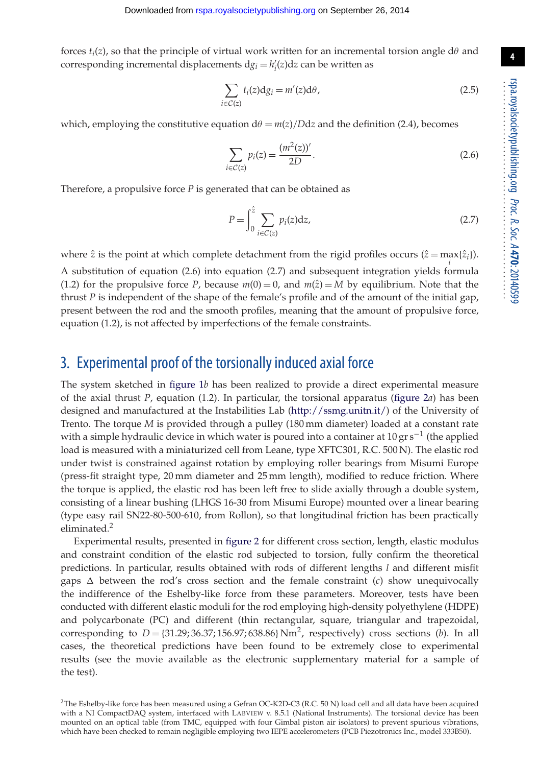forces $t_i(z)$, so that the principle of virtual work written for an incremental torsion angle $\mathrm{d}\theta$ and corresponding incremental displacements $\mathrm{d}g_i = h_i'(z)\mathrm{d}z$ can be written as

$$\sum_{i \in \mathcal{C}(z)} t_i(z)\mathrm{d}g_i = m'(z)\mathrm{d}\theta, \tag{2.5}$$

which, employing the constitutive equation $\mathrm{d}\theta = m(z)/D\mathrm{d}z$ and the definition (2.4), becomes

$$\sum_{i \in \mathcal{C}(z)} p_i(z) = \frac{(m^2(z))'}{2D}. \tag{2.6}$$

Therefore, a propulsive force $P$ is generated that can be obtained as

$$P = \int_0^{\hat{z}} \sum_{i \in \mathcal{C}(z)} p_i(z)\mathrm{d}z, \tag{2.7}$$

where $\hat{z}$ is the point at which complete detachment from the rigid profiles occurs ($\hat{z} = \max_i\{\hat{z}_i\}$). A substitution of equation (2.6) into equation (2.7) and subsequent integration yields formula (1.2) for the propulsive force $P$, because $m(0) = 0$, and $m(\hat{z}) = M$ by equilibrium. Note that the thrust $P$ is independent of the shape of the female's profile and of the amount of the initial gap, present between the rod and the smooth profiles, meaning that the amount of propulsive force, equation (1.2), is not affected by imperfections of the female constraints.

## 3. Experimental proof of the torsionally induced axial force

The system sketched in figure 1*b* has been realized to provide a direct experimental measure of the axial thrust $P$, equation (1.2). In particular, the torsional apparatus (figure 2*a*) has been designed and manufactured at the Instabilities Lab (http://ssmg.unitn.it/) of the University of Trento. The torque $M$ is provided through a pulley (180 mm diameter) loaded at a constant rate with a simple hydraulic device in which water is poured into a container at 10 gr s$^{-1}$ (the applied load is measured with a miniaturized cell from Leane, type XFTC301, R.C. 500 N). The elastic rod under twist is constrained against rotation by employing roller bearings from Misumi Europe (press-fit straight type, 20 mm diameter and 25 mm length), modified to reduce friction. Where the torque is applied, the elastic rod has been left free to slide axially through a double system, consisting of a linear bushing (LHGS 16-30 from Misumi Europe) mounted over a linear bearing (type easy rail SN22-80-500-610, from Rollon), so that longitudinal friction has been practically eliminated.[2]

Experimental results, presented in figure 2 for different cross section, length, elastic modulus and constraint condition of the elastic rod subjected to torsion, fully confirm the theoretical predictions. In particular, results obtained with rods of different lengths $l$ and different misfit gaps $\Delta$ between the rod's cross section and the female constraint (*c*) show unequivocally the indifference of the Eshelby-like force from these parameters. Moreover, tests have been conducted with different elastic moduli for the rod employing high-density polyethylene (HDPE) and polycarbonate (PC) and different (thin rectangular, square, triangular and trapezoidal, corresponding to $D = \{31.29; 36.37; 156.97; 638.86\}$ Nm$^2$, respectively) cross sections (*b*). In all cases, the theoretical predictions have been found to be extremely close to experimental results (see the movie available as the electronic supplementary material for a sample of the test).

[2]The Eshelby-like force has been measured using a Gefran OC-K2D-C3 (R.C. 50 N) load cell and all data have been acquired with a NI CompactDAQ system, interfaced with LabVIEW v. 8.5.1 (National Instruments). The torsional device has been mounted on an optical table (from TMC, equipped with four Gimbal piston air isolators) to prevent spurious vibrations, which have been checked to remain negligible employing two IEPE accelerometers (PCB Piezotronics Inc., model 333B50).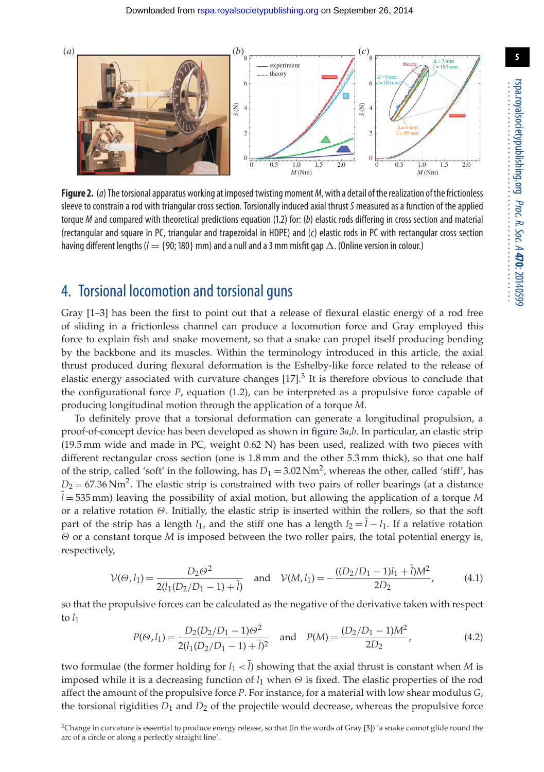**Figure 2.** (*a*) The torsional apparatus working at imposed twisting moment $M$, with a detail of the realization of the frictionless sleeve to constrain a rod with triangular cross section. Torsionally induced axial thrust $S$ measured as a function of the applied torque $M$ and compared with theoretical predictions equation (1.2) for: (*b*) elastic rods differing in cross section and material (rectangular and square in PC, triangular and trapezoidal in HDPE) and (*c*) elastic rods in PC with rectangular cross section having different lengths ($l = \{90; 180\}$ mm) and a null and a 3 mm misfit gap $\Delta$. (Online version in colour.)

## 4. Torsional locomotion and torsional guns

Gray [1–3] has been the first to point out that a release of flexural elastic energy of a rod free of sliding in a frictionless channel can produce a locomotion force and Gray employed this force to explain fish and snake movement, so that a snake can propel itself producing bending by the backbone and its muscles. Within the terminology introduced in this article, the axial thrust produced during flexural deformation is the Eshelby-like force related to the release of elastic energy associated with curvature changes [17].[3] It is therefore obvious to conclude that the configurational force $P$, equation (1.2), can be interpreted as a propulsive force capable of producing longitudinal motion through the application of a torque $M$.

To definitely prove that a torsional deformation can generate a longitudinal propulsion, a proof-of-concept device has been developed as shown in figure 3*a*,*b*. In particular, an elastic strip (19.5 mm wide and made in PC, weight 0.62 N) has been used, realized with two pieces with different rectangular cross section (one is 1.8 mm and the other 5.3 mm thick), so that one half of the strip, called 'soft' in the following, has $D_1 = 3.02\,\mathrm{Nm}^2$, whereas the other, called 'stiff', has $D_2 = 67.36\,\mathrm{Nm}^2$. The elastic strip is constrained with two pairs of roller bearings (at a distance $\tilde{l} = 535$ mm) leaving the possibility of axial motion, but allowing the application of a torque $M$ or a relative rotation $\Theta$. Initially, the elastic strip is inserted within the rollers, so that the soft part of the strip has a length $l_1$, and the stiff one has a length $l_2 = \tilde{l} - l_1$. If a relative rotation $\Theta$ or a constant torque $M$ is imposed between the two roller pairs, the total potential energy is, respectively,

$$\mathcal{V}(\Theta, l_1) = \frac{D_2 \Theta^2}{2(l_1(D_2/D_1 - 1) + \tilde{l})} \quad \text{and} \quad \mathcal{V}(M, l_1) = -\frac{((D_2/D_1 - 1)l_1 + \tilde{l})M^2}{2D_2}, \tag{4.1}$$

so that the propulsive forces can be calculated as the negative of the derivative taken with respect to $l_1$

$$P(\Theta, l_1) = \frac{D_2(D_2/D_1 - 1)\Theta^2}{2(l_1(D_2/D_1 - 1) + \tilde{l})^2} \quad \text{and} \quad P(M) = \frac{(D_2/D_1 - 1)M^2}{2D_2}, \tag{4.2}$$

two formulae (the former holding for $l_1 < \tilde{l}$) showing that the axial thrust is constant when $M$ is imposed while it is a decreasing function of $l_1$ when $\Theta$ is fixed. The elastic properties of the rod affect the amount of the propulsive force $P$. For instance, for a material with low shear modulus $G$, the torsional rigidities $D_1$ and $D_2$ of the projectile would decrease, whereas the propulsive force

[3] Change in curvature is essential to produce energy release, so that (in the words of Gray [3]) 'a snake cannot glide round the arc of a circle or along a perfectly straight line'.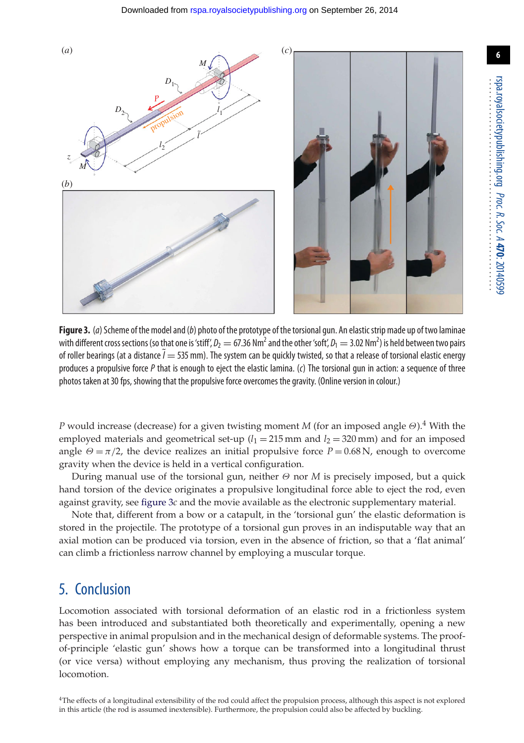**Figure 3.** (*a*) Scheme of the model and (*b*) photo of the prototype of the torsional gun. An elastic strip made up of two laminae with different cross sections (so that one is 'stiff', $D_2 = 67.36\ \mathrm{Nm}^2$ and the other 'soft', $D_1 = 3.02\ \mathrm{Nm}^2$) is held between two pairs of roller bearings (at a distance $\tilde{l} = 535$ mm). The system can be quickly twisted, so that a release of torsional elastic energy produces a propulsive force $P$ that is enough to eject the elastic lamina. (*c*) The torsional gun in action: a sequence of three photos taken at 30 fps, showing that the propulsive force overcomes the gravity. (Online version in colour.)

$P$ would increase (decrease) for a given twisting moment $M$ (for an imposed angle $\Theta$).[4] With the employed materials and geometrical set-up ($l_1 = 215$ mm and $l_2 = 320$ mm) and for an imposed angle $\Theta = \pi/2$, the device realizes an initial propulsive force $P = 0.68$ N, enough to overcome gravity when the device is held in a vertical configuration.

During manual use of the torsional gun, neither $\Theta$ nor $M$ is precisely imposed, but a quick hand torsion of the device originates a propulsive longitudinal force able to eject the rod, even against gravity, see figure 3*c* and the movie available as the electronic supplementary material.

Note that, different from a bow or a catapult, in the 'torsional gun' the elastic deformation is stored in the projectile. The prototype of a torsional gun proves in an indisputable way that an axial motion can be produced via torsion, even in the absence of friction, so that a 'flat animal' can climb a frictionless narrow channel by employing a muscular torque.

## 5. Conclusion

Locomotion associated with torsional deformation of an elastic rod in a frictionless system has been introduced and substantiated both theoretically and experimentally, opening a new perspective in animal propulsion and in the mechanical design of deformable systems. The proof-of-principle 'elastic gun' shows how a torque can be transformed into a longitudinal thrust (or vice versa) without employing any mechanism, thus proving the realization of torsional locomotion.

[4]The effects of a longitudinal extensibility of the rod could affect the propulsion process, although this aspect is not explored in this article (the rod is assumed inextensible). Furthermore, the propulsion could also be affected by buckling.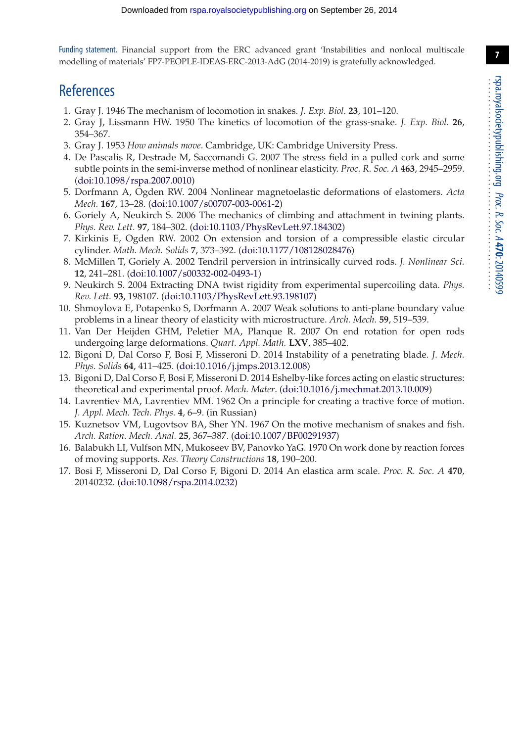Funding statement. Financial support from the ERC advanced grant 'Instabilities and nonlocal multiscale modelling of materials' FP7-PEOPLE-IDEAS-ERC-2013-AdG (2014-2019) is gratefully acknowledged.

## References

1. Gray J. 1946 The mechanism of locomotion in snakes. *J. Exp. Biol.* **23**, 101–120.
2. Gray J, Lissmann HW. 1950 The kinetics of locomotion of the grass-snake. *J. Exp. Biol.* **26**, 354–367.
3. Gray J. 1953 *How animals move*. Cambridge, UK: Cambridge University Press.
4. De Pascalis R, Destrade M, Saccomandi G. 2007 The stress field in a pulled cork and some subtle points in the semi-inverse method of nonlinear elasticity. *Proc. R. Soc. A* **463**, 2945–2959. (doi:10.1098/rspa.2007.0010)
5. Dorfmann A, Ogden RW. 2004 Nonlinear magnetoelastic deformations of elastomers. *Acta Mech.* **167**, 13–28. (doi:10.1007/s00707-003-0061-2)
6. Goriely A, Neukirch S. 2006 The mechanics of climbing and attachment in twining plants. *Phys. Rev. Lett.* **97**, 184–302. (doi:10.1103/PhysRevLett.97.184302)
7. Kirkinis E, Ogden RW. 2002 On extension and torsion of a compressible elastic circular cylinder. *Math. Mech. Solids* **7**, 373–392. (doi:10.1177/108128028476)
8. McMillen T, Goriely A. 2002 Tendril perversion in intrinsically curved rods. *J. Nonlinear Sci.* **12**, 241–281. (doi:10.1007/s00332-002-0493-1)
9. Neukirch S. 2004 Extracting DNA twist rigidity from experimental supercoiling data. *Phys. Rev. Lett.* **93**, 198107. (doi:10.1103/PhysRevLett.93.198107)
10. Shmoylova E, Potapenko S, Dorfmann A. 2007 Weak solutions to anti-plane boundary value problems in a linear theory of elasticity with microstructure. *Arch. Mech.* **59**, 519–539.
11. Van Der Heijden GHM, Peletier MA, Planque R. 2007 On end rotation for open rods undergoing large deformations. *Quart. Appl. Math.* **LXV**, 385–402.
12. Bigoni D, Dal Corso F, Bosi F, Misseroni D. 2014 Instability of a penetrating blade. *J. Mech. Phys. Solids* **64**, 411–425. (doi:10.1016/j.jmps.2013.12.008)
13. Bigoni D, Dal Corso F, Bosi F, Misseroni D. 2014 Eshelby-like forces acting on elastic structures: theoretical and experimental proof. *Mech. Mater*. (doi:10.1016/j.mechmat.2013.10.009)
14. Lavrentiev MA, Lavrentiev MM. 1962 On a principle for creating a tractive force of motion. *J. Appl. Mech. Tech. Phys.* **4**, 6–9. (in Russian)
15. Kuznetsov VM, Lugovtsov BA, Sher YN. 1967 On the motive mechanism of snakes and fish. *Arch. Ration. Mech. Anal.* **25**, 367–387. (doi:10.1007/BF00291937)
16. Balabukh LI, Vulfson MN, Mukoseev BV, Panovko YaG. 1970 On work done by reaction forces of moving supports. *Res. Theory Constructions* **18**, 190–200.
17. Bosi F, Misseroni D, Dal Corso F, Bigoni D. 2014 An elastica arm scale. *Proc. R. Soc. A* **470**, 20140232. (doi:10.1098/rspa.2014.0232)